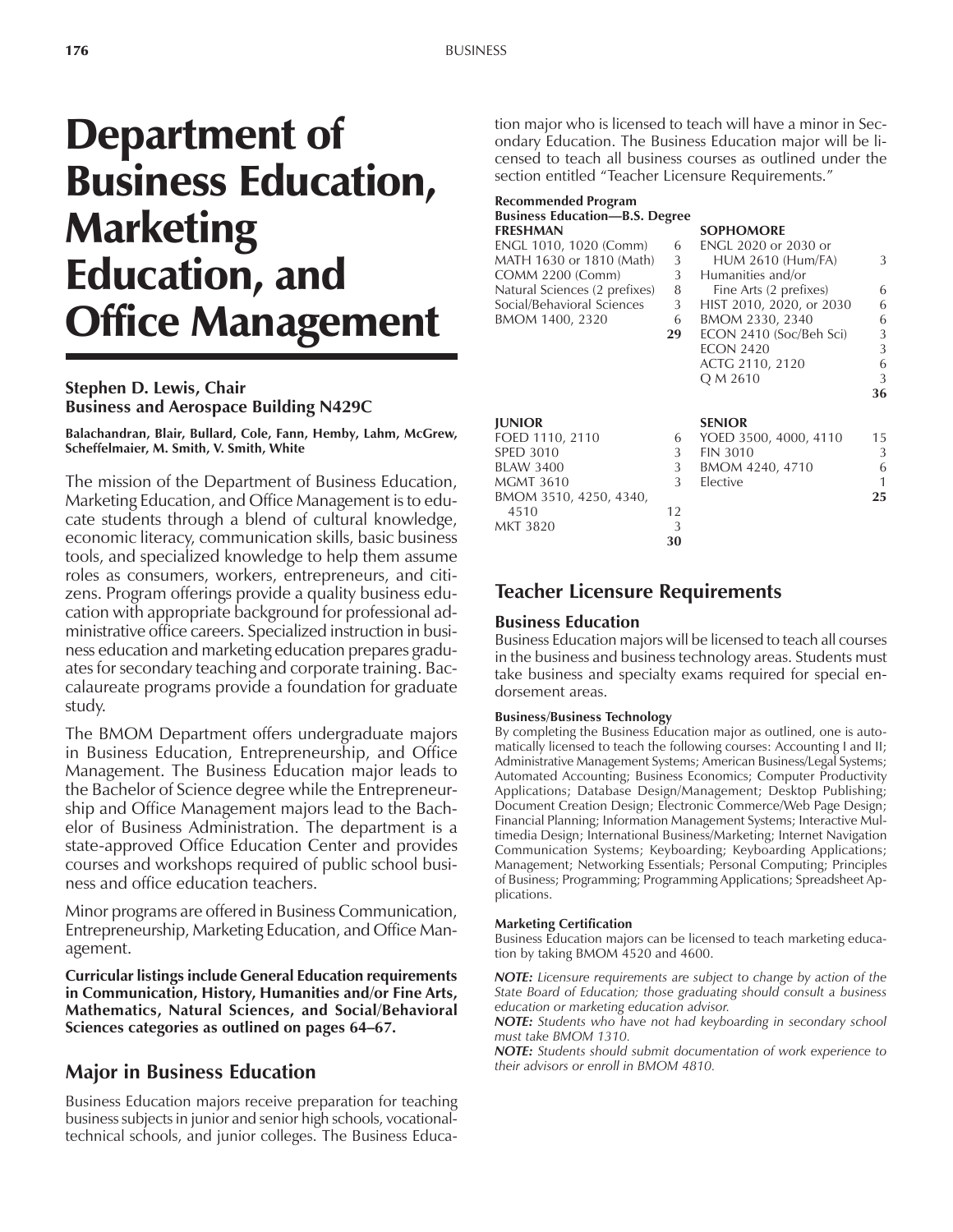# Department of Business Education, Marketing Education, and Office Management

**Stephen D. Lewis, Chair**
**Business and Aerospace Building N429C**

**Balachandran, Blair, Bullard, Cole, Fann, Hemby, Lahm, McGrew, Scheffelmaier, M. Smith, V. Smith, White**

The mission of the Department of Business Education, Marketing Education, and Office Management is to educate students through a blend of cultural knowledge, economic literacy, communication skills, basic business tools, and specialized knowledge to help them assume roles as consumers, workers, entrepreneurs, and citizens. Program offerings provide a quality business education with appropriate background for professional administrative office careers. Specialized instruction in business education and marketing education prepares graduates for secondary teaching and corporate training. Baccalaureate programs provide a foundation for graduate study.

The BMOM Department offers undergraduate majors in Business Education, Entrepreneurship, and Office Management. The Business Education major leads to the Bachelor of Science degree while the Entrepreneurship and Office Management majors lead to the Bachelor of Business Administration. The department is a state-approved Office Education Center and provides courses and workshops required of public school business and office education teachers.

Minor programs are offered in Business Communication, Entrepreneurship, Marketing Education, and Office Management.

**Curricular listings include General Education requirements in Communication, History, Humanities and/or Fine Arts, Mathematics, Natural Sciences, and Social/Behavioral Sciences categories as outlined on pages 64–67.**

## Major in Business Education

Business Education majors receive preparation for teaching business subjects in junior and senior high schools, vocational-technical schools, and junior colleges. The Business Education major who is licensed to teach will have a minor in Secondary Education. The Business Education major will be licensed to teach all business courses as outlined under the section entitled "Teacher Licensure Requirements."

**Recommended Program**
**Business Education—B.S. Degree**

| FRESHMAN | | SOPHOMORE | |
|---|---|---|---|
| ENGL 1010, 1020 (Comm) | 6 | ENGL 2020 or 2030 or HUM 2610 (Hum/FA) | 3 |
| MATH 1630 or 1810 (Math) | 3 | Humanities and/or Fine Arts (2 prefixes) | 6 |
| COMM 2200 (Comm) | 3 | HIST 2010, 2020, or 2030 | 6 |
| Natural Sciences (2 prefixes) | 8 | BMOM 2330, 2340 | 6 |
| Social/Behavioral Sciences | 3 | ECON 2410 (Soc/Beh Sci) | 3 |
| BMOM 1400, 2320 | 6 | ECON 2420 | 3 |
| | **29** | ACTG 2110, 2120 | 6 |
| | | Q M 2610 | 3 |
| | | | **36** |

| JUNIOR | | SENIOR | |
|---|---|---|---|
| FOED 1110, 2110 | 6 | YOED 3500, 4000, 4110 | 15 |
| SPED 3010 | 3 | FIN 3010 | 3 |
| BLAW 3400 | 3 | BMOM 4240, 4710 | 6 |
| MGMT 3610 | 3 | Elective | 1 |
| BMOM 3510, 4250, 4340, 4510 | 12 | | **25** |
| MKT 3820 | 3 | | |
| | **30** | | |

## Teacher Licensure Requirements

### Business Education

Business Education majors will be licensed to teach all courses in the business and business technology areas. Students must take business and specialty exams required for special endorsement areas.

#### Business/Business Technology

By completing the Business Education major as outlined, one is automatically licensed to teach the following courses: Accounting I and II; Administrative Management Systems; American Business/Legal Systems; Automated Accounting; Business Economics; Computer Productivity Applications; Database Design/Management; Desktop Publishing; Document Creation Design; Electronic Commerce/Web Page Design; Financial Planning; Information Management Systems; Interactive Multimedia Design; International Business/Marketing; Internet Navigation Communication Systems; Keyboarding; Keyboarding Applications; Management; Networking Essentials; Personal Computing; Principles of Business; Programming; Programming Applications; Spreadsheet Applications.

#### Marketing Certification

Business Education majors can be licensed to teach marketing education by taking BMOM 4520 and 4600.

***NOTE:*** *Licensure requirements are subject to change by action of the State Board of Education; those graduating should consult a business education or marketing education advisor.*

***NOTE:*** *Students who have not had keyboarding in secondary school must take BMOM 1310.*

***NOTE:*** *Students should submit documentation of work experience to their advisors or enroll in BMOM 4810.*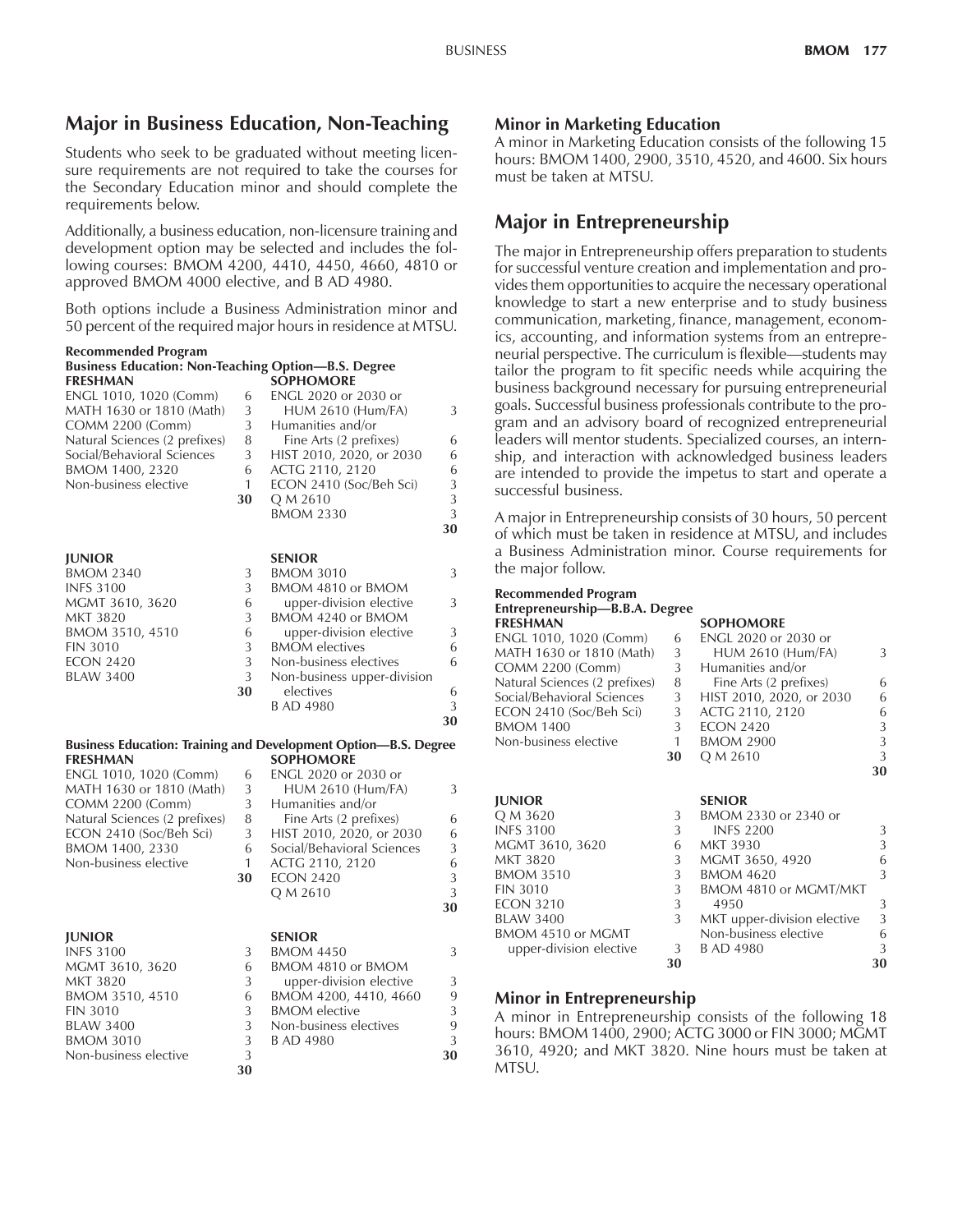## Major in Business Education, Non-Teaching

Students who seek to be graduated without meeting licensure requirements are not required to take the courses for the Secondary Education minor and should complete the requirements below.

Additionally, a business education, non-licensure training and development option may be selected and includes the following courses: BMOM 4200, 4410, 4450, 4660, 4810 or approved BMOM 4000 elective, and B AD 4980.

Both options include a Business Administration minor and 50 percent of the required major hours in residence at MTSU.

**Recommended Program**
**Business Education: Non-Teaching Option—B.S. Degree**

| FRESHMAN | | SOPHOMORE | |
|---|---|---|---|
| ENGL 1010, 1020 (Comm) | 6 | ENGL 2020 or 2030 or HUM 2610 (Hum/FA) | 3 |
| MATH 1630 or 1810 (Math) | 3 | Humanities and/or Fine Arts (2 prefixes) | 6 |
| COMM 2200 (Comm) | 3 | HIST 2010, 2020, or 2030 | 6 |
| Natural Sciences (2 prefixes) | 8 | ACTG 2110, 2120 | 6 |
| Social/Behavioral Sciences | 3 | ECON 2410 (Soc/Beh Sci) | 3 |
| BMOM 1400, 2320 | 6 | Q M 2610 | 3 |
| Non-business elective | 1 | BMOM 2330 | 3 |
| | **30** | | **30** |

| JUNIOR | | SENIOR | |
|---|---|---|---|
| BMOM 2340 | 3 | BMOM 3010 | 3 |
| INFS 3100 | 3 | BMOM 4810 or BMOM upper-division elective | 3 |
| MGMT 3610, 3620 | 6 | BMOM 4240 or BMOM upper-division elective | 3 |
| MKT 3820 | 3 | BMOM electives | 6 |
| BMOM 3510, 4510 | 6 | Non-business electives | 6 |
| FIN 3010 | 3 | Non-business upper-division electives | 6 |
| ECON 2420 | 3 | B AD 4980 | 3 |
| BLAW 3400 | 3 | | |
| | **30** | | **30** |

**Business Education: Training and Development Option—B.S. Degree**

| FRESHMAN | | SOPHOMORE | |
|---|---|---|---|
| ENGL 1010, 1020 (Comm) | 6 | ENGL 2020 or 2030 or HUM 2610 (Hum/FA) | 3 |
| MATH 1630 or 1810 (Math) | 3 | Humanities and/or Fine Arts (2 prefixes) | 6 |
| COMM 2200 (Comm) | 3 | HIST 2010, 2020, or 2030 | 6 |
| Natural Sciences (2 prefixes) | 8 | Social/Behavioral Sciences | 3 |
| ECON 2410 (Soc/Beh Sci) | 3 | ACTG 2110, 2120 | 6 |
| BMOM 1400, 2330 | 6 | ECON 2420 | 3 |
| Non-business elective | 1 | Q M 2610 | 3 |
| | **30** | | **30** |

| JUNIOR | | SENIOR | |
|---|---|---|---|
| INFS 3100 | 3 | BMOM 4450 | 3 |
| MGMT 3610, 3620 | 6 | BMOM 4810 or BMOM upper-division elective | 3 |
| MKT 3820 | 3 | BMOM 4200, 4410, 4660 | 9 |
| BMOM 3510, 4510 | 6 | BMOM elective | 3 |
| FIN 3010 | 3 | Non-business electives | 9 |
| BLAW 3400 | 3 | B AD 4980 | 3 |
| BMOM 3010 | 3 | | |
| Non-business elective | 3 | | |
| | **30** | | **30** |

### Minor in Marketing Education

A minor in Marketing Education consists of the following 15 hours: BMOM 1400, 2900, 3510, 4520, and 4600. Six hours must be taken at MTSU.

## Major in Entrepreneurship

The major in Entrepreneurship offers preparation to students for successful venture creation and implementation and provides them opportunities to acquire the necessary operational knowledge to start a new enterprise and to study business communication, marketing, finance, management, economics, accounting, and information systems from an entrepreneurial perspective. The curriculum is flexible—students may tailor the program to fit specific needs while acquiring the business background necessary for pursuing entrepreneurial goals. Successful business professionals contribute to the program and an advisory board of recognized entrepreneurial leaders will mentor students. Specialized courses, an internship, and interaction with acknowledged business leaders are intended to provide the impetus to start and operate a successful business.

A major in Entrepreneurship consists of 30 hours, 50 percent of which must be taken in residence at MTSU, and includes a Business Administration minor. Course requirements for the major follow.

**Recommended Program**
**Entrepreneurship—B.B.A. Degree**

| FRESHMAN | | SOPHOMORE | |
|---|---|---|---|
| ENGL 1010, 1020 (Comm) | 6 | ENGL 2020 or 2030 or HUM 2610 (Hum/FA) | 3 |
| MATH 1630 or 1810 (Math) | 3 | Humanities and/or Fine Arts (2 prefixes) | 6 |
| COMM 2200 (Comm) | 3 | HIST 2010, 2020, or 2030 | 6 |
| Natural Sciences (2 prefixes) | 8 | ACTG 2110, 2120 | 6 |
| Social/Behavioral Sciences | 3 | ECON 2420 | 3 |
| ECON 2410 (Soc/Beh Sci) | 3 | BMOM 2900 | 3 |
| BMOM 1400 | 3 | Q M 2610 | 3 |
| Non-business elective | 1 | | |
| | **30** | | **30** |

| JUNIOR | | SENIOR | |
|---|---|---|---|
| Q M 3620 | 3 | BMOM 2330 or 2340 or INFS 2200 | 3 |
| INFS 3100 | 3 | MKT 3930 | 3 |
| MGMT 3610, 3620 | 6 | MGMT 3650, 4920 | 6 |
| MKT 3820 | 3 | BMOM 4620 | 3 |
| BMOM 3510 | 3 | BMOM 4810 or MGMT/MKT 4950 | 3 |
| FIN 3010 | 3 | MKT upper-division elective | 3 |
| ECON 3210 | 3 | Non-business elective | 6 |
| BLAW 3400 | 3 | B AD 4980 | 3 |
| BMOM 4510 or MGMT upper-division elective | 3 | | |
| | **30** | | **30** |

### Minor in Entrepreneurship

A minor in Entrepreneurship consists of the following 18 hours: BMOM 1400, 2900; ACTG 3000 or FIN 3000; MGMT 3610, 4920; and MKT 3820. Nine hours must be taken at MTSU.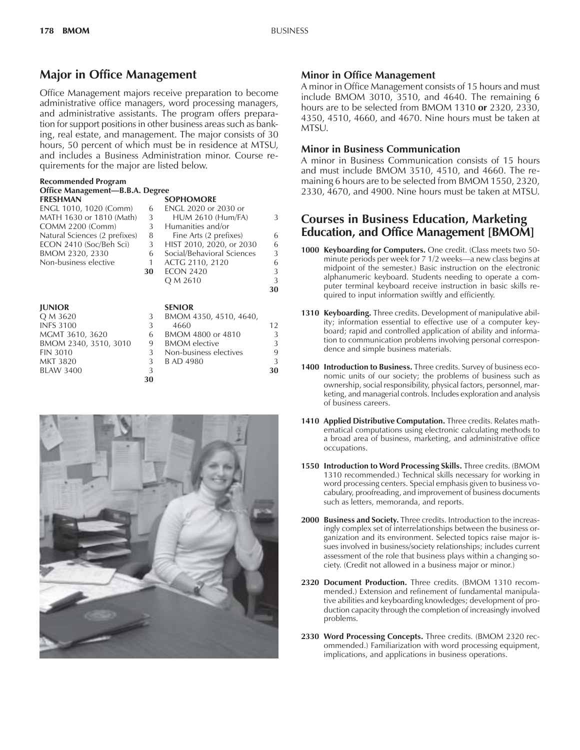## Major in Office Management

Office Management majors receive preparation to become administrative office managers, word processing managers, and administrative assistants. The program offers preparation for support positions in other business areas such as banking, real estate, and management. The major consists of 30 hours, 50 percent of which must be in residence at MTSU, and includes a Business Administration minor. Course requirements for the major are listed below.

**Recommended Program**
**Office Management—B.B.A. Degree**

| FRESHMAN | | SOPHOMORE | |
|---|---|---|---|
| ENGL 1010, 1020 (Comm) | 6 | ENGL 2020 or 2030 or HUM 2610 (Hum/FA) | 3 |
| MATH 1630 or 1810 (Math) | 3 | Humanities and/or Fine Arts (2 prefixes) | 6 |
| COMM 2200 (Comm) | 3 | HIST 2010, 2020, or 2030 | 6 |
| Natural Sciences (2 prefixes) | 8 | Social/Behavioral Sciences | 3 |
| ECON 2410 (Soc/Beh Sci) | 3 | ACTG 2110, 2120 | 6 |
| BMOM 2320, 2330 | 6 | ECON 2420 | 3 |
| Non-business elective | 1 | Q M 2610 | 3 |
| | **30** | | **30** |

| JUNIOR | | SENIOR | |
|---|---|---|---|
| Q M 3620 | 3 | BMOM 4350, 4510, 4640, 4660 | 12 |
| INFS 3100 | 3 | BMOM 4800 or 4810 | 3 |
| MGMT 3610, 3620 | 6 | BMOM elective | 3 |
| BMOM 2340, 3510, 3010 | 9 | Non-business electives | 9 |
| FIN 3010 | 3 | B AD 4980 | 3 |
| MKT 3820 | 3 | | **30** |
| BLAW 3400 | 3 | | |
| | **30** | | |

### Minor in Office Management

A minor in Office Management consists of 15 hours and must include BMOM 3010, 3510, and 4640. The remaining 6 hours are to be selected from BMOM 1310 **or** 2320, 2330, 4350, 4510, 4660, and 4670. Nine hours must be taken at MTSU.

### Minor in Business Communication

A minor in Business Communication consists of 15 hours and must include BMOM 3510, 4510, and 4660. The remaining 6 hours are to be selected from BMOM 1550, 2320, 2330, 4670, and 4900. Nine hours must be taken at MTSU.

## Courses in Business Education, Marketing Education, and Office Management [BMOM]

**1000 Keyboarding for Computers.** One credit. (Class meets two 50-minute periods per week for 7 1/2 weeks—a new class begins at midpoint of the semester.) Basic instruction on the electronic alphanumeric keyboard. Students needing to operate a computer terminal keyboard receive instruction in basic skills required to input information swiftly and efficiently.

**1310 Keyboarding.** Three credits. Development of manipulative ability; information essential to effective use of a computer keyboard; rapid and controlled application of ability and information to communication problems involving personal correspondence and simple business materials.

**1400 Introduction to Business.** Three credits. Survey of business economic units of our society; the problems of business such as ownership, social responsibility, physical factors, personnel, marketing, and managerial controls. Includes exploration and analysis of business careers.

**1410 Applied Distributive Computation.** Three credits. Relates mathematical computations using electronic calculating methods to a broad area of business, marketing, and administrative office occupations.

**1550 Introduction to Word Processing Skills.** Three credits. (BMOM 1310 recommended.) Technical skills necessary for working in word processing centers. Special emphasis given to business vocabulary, proofreading, and improvement of business documents such as letters, memoranda, and reports.

**2000 Business and Society.** Three credits. Introduction to the increasingly complex set of interrelationships between the business organization and its environment. Selected topics raise major issues involved in business/society relationships; includes current assessment of the role that business plays within a changing society. (Credit not allowed in a business major or minor.)

**2320 Document Production.** Three credits. (BMOM 1310 recommended.) Extension and refinement of fundamental manipulative abilities and keyboarding knowledges; development of production capacity through the completion of increasingly involved problems.

**2330 Word Processing Concepts.** Three credits. (BMOM 2320 recommended.) Familiarization with word processing equipment, implications, and applications in business operations.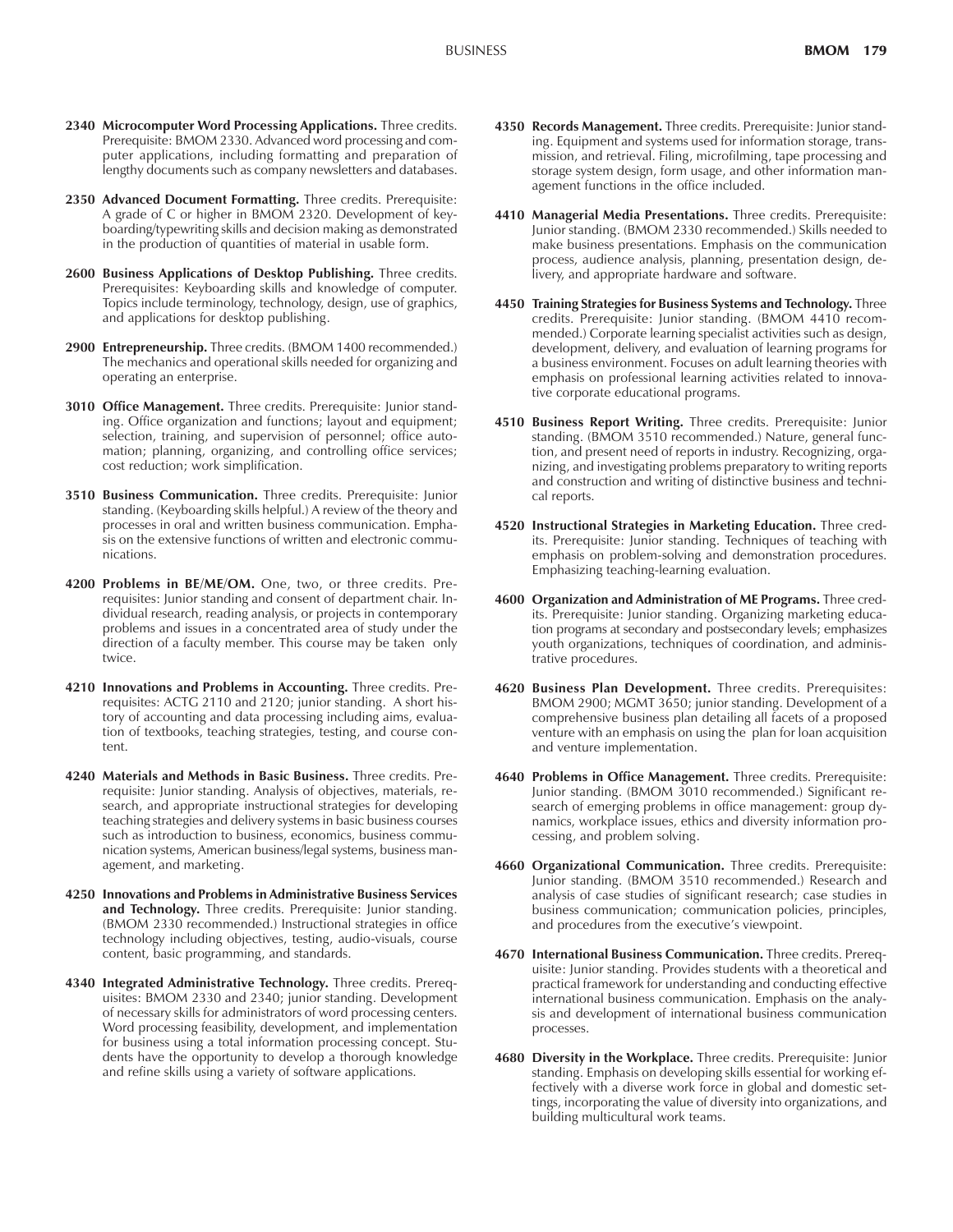**2340 Microcomputer Word Processing Applications.** Three credits. Prerequisite: BMOM 2330. Advanced word processing and computer applications, including formatting and preparation of lengthy documents such as company newsletters and databases.

**2350 Advanced Document Formatting.** Three credits. Prerequisite: A grade of C or higher in BMOM 2320. Development of keyboarding/typewriting skills and decision making as demonstrated in the production of quantities of material in usable form.

**2600 Business Applications of Desktop Publishing.** Three credits. Prerequisites: Keyboarding skills and knowledge of computer. Topics include terminology, technology, design, use of graphics, and applications for desktop publishing.

**2900 Entrepreneurship.** Three credits. (BMOM 1400 recommended.) The mechanics and operational skills needed for organizing and operating an enterprise.

**3010 Office Management.** Three credits. Prerequisite: Junior standing. Office organization and functions; layout and equipment; selection, training, and supervision of personnel; office automation; planning, organizing, and controlling office services; cost reduction; work simplification.

**3510 Business Communication.** Three credits. Prerequisite: Junior standing. (Keyboarding skills helpful.) A review of the theory and processes in oral and written business communication. Emphasis on the extensive functions of written and electronic communications.

**4200 Problems in BE/ME/OM.** One, two, or three credits. Prerequisites: Junior standing and consent of department chair. Individual research, reading analysis, or projects in contemporary problems and issues in a concentrated area of study under the direction of a faculty member. This course may be taken only twice.

**4210 Innovations and Problems in Accounting.** Three credits. Prerequisites: ACTG 2110 and 2120; junior standing. A short history of accounting and data processing including aims, evaluation of textbooks, teaching strategies, testing, and course content.

**4240 Materials and Methods in Basic Business.** Three credits. Prerequisite: Junior standing. Analysis of objectives, materials, research, and appropriate instructional strategies for developing teaching strategies and delivery systems in basic business courses such as introduction to business, economics, business communication systems, American business/legal systems, business management, and marketing.

**4250 Innovations and Problems in Administrative Business Services and Technology.** Three credits. Prerequisite: Junior standing. (BMOM 2330 recommended.) Instructional strategies in office technology including objectives, testing, audio-visuals, course content, basic programming, and standards.

**4340 Integrated Administrative Technology.** Three credits. Prerequisites: BMOM 2330 and 2340; junior standing. Development of necessary skills for administrators of word processing centers. Word processing feasibility, development, and implementation for business using a total information processing concept. Students have the opportunity to develop a thorough knowledge and refine skills using a variety of software applications.

**4350 Records Management.** Three credits. Prerequisite: Junior standing. Equipment and systems used for information storage, transmission, and retrieval. Filing, microfilming, tape processing and storage system design, form usage, and other information management functions in the office included.

**4410 Managerial Media Presentations.** Three credits. Prerequisite: Junior standing. (BMOM 2330 recommended.) Skills needed to make business presentations. Emphasis on the communication process, audience analysis, planning, presentation design, delivery, and appropriate hardware and software.

**4450 Training Strategies for Business Systems and Technology.** Three credits. Prerequisite: Junior standing. (BMOM 4410 recommended.) Corporate learning specialist activities such as design, development, delivery, and evaluation of learning programs for a business environment. Focuses on adult learning theories with emphasis on professional learning activities related to innovative corporate educational programs.

**4510 Business Report Writing.** Three credits. Prerequisite: Junior standing. (BMOM 3510 recommended.) Nature, general function, and present need of reports in industry. Recognizing, organizing, and investigating problems preparatory to writing reports and construction and writing of distinctive business and technical reports.

**4520 Instructional Strategies in Marketing Education.** Three credits. Prerequisite: Junior standing. Techniques of teaching with emphasis on problem-solving and demonstration procedures. Emphasizing teaching-learning evaluation.

**4600 Organization and Administration of ME Programs.** Three credits. Prerequisite: Junior standing. Organizing marketing education programs at secondary and postsecondary levels; emphasizes youth organizations, techniques of coordination, and administrative procedures.

**4620 Business Plan Development.** Three credits. Prerequisites: BMOM 2900; MGMT 3650; junior standing. Development of a comprehensive business plan detailing all facets of a proposed venture with an emphasis on using the plan for loan acquisition and venture implementation.

**4640 Problems in Office Management.** Three credits. Prerequisite: Junior standing. (BMOM 3010 recommended.) Significant research of emerging problems in office management: group dynamics, workplace issues, ethics and diversity information processing, and problem solving.

**4660 Organizational Communication.** Three credits. Prerequisite: Junior standing. (BMOM 3510 recommended.) Research and analysis of case studies of significant research; case studies in business communication; communication policies, principles, and procedures from the executive's viewpoint.

**4670 International Business Communication.** Three credits. Prerequisite: Junior standing. Provides students with a theoretical and practical framework for understanding and conducting effective international business communication. Emphasis on the analysis and development of international business communication processes.

**4680 Diversity in the Workplace.** Three credits. Prerequisite: Junior standing. Emphasis on developing skills essential for working effectively with a diverse work force in global and domestic settings, incorporating the value of diversity into organizations, and building multicultural work teams.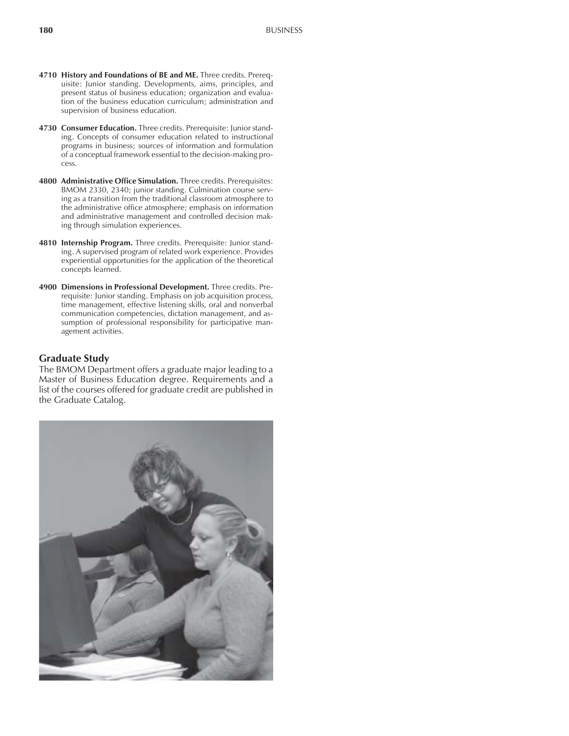**4710 History and Foundations of BE and ME.** Three credits. Prerequisite: Junior standing. Developments, aims, principles, and present status of business education; organization and evaluation of the business education curriculum; administration and supervision of business education.

**4730 Consumer Education.** Three credits. Prerequisite: Junior standing. Concepts of consumer education related to instructional programs in business; sources of information and formulation of a conceptual framework essential to the decision-making process.

**4800 Administrative Office Simulation.** Three credits. Prerequisites: BMOM 2330, 2340; junior standing. Culmination course serving as a transition from the traditional classroom atmosphere to the administrative office atmosphere; emphasis on information and administrative management and controlled decision making through simulation experiences.

**4810 Internship Program.** Three credits. Prerequisite: Junior standing. A supervised program of related work experience. Provides experiential opportunities for the application of the theoretical concepts learned.

**4900 Dimensions in Professional Development.** Three credits. Prerequisite: Junior standing. Emphasis on job acquisition process, time management, effective listening skills, oral and nonverbal communication competencies, dictation management, and assumption of professional responsibility for participative management activities.

## Graduate Study

The BMOM Department offers a graduate major leading to a Master of Business Education degree. Requirements and a list of the courses offered for graduate credit are published in the Graduate Catalog.